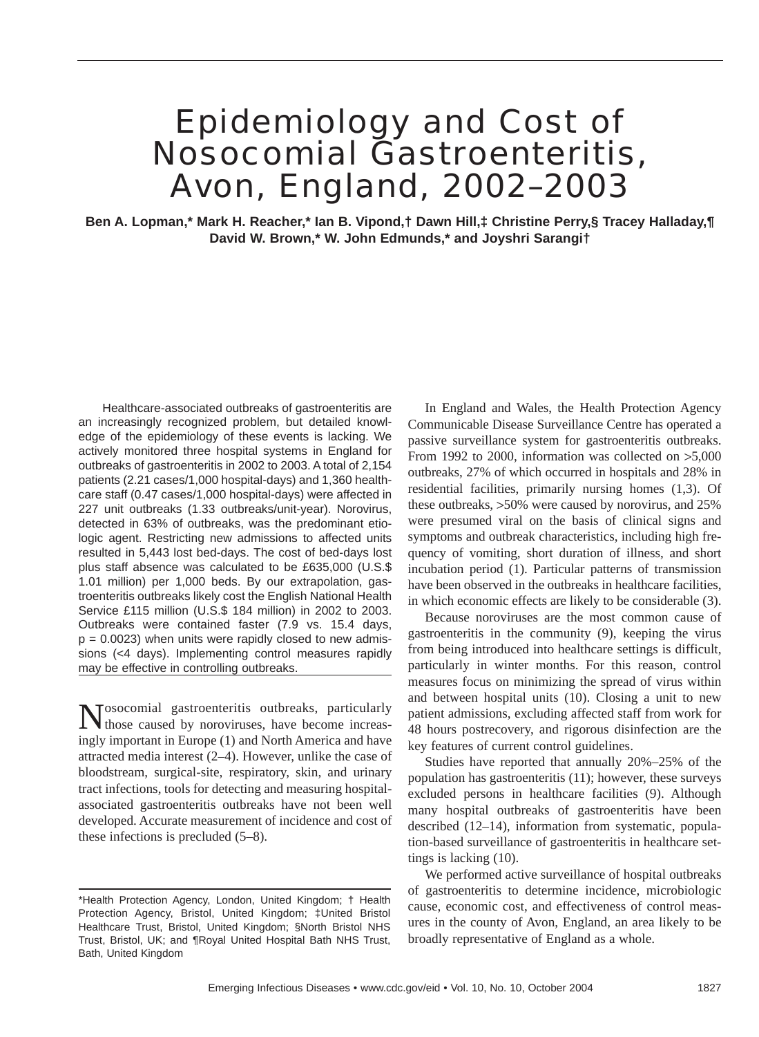# Epidemiology and Cost of Nosocomial Gastroenteritis, Avon, England, 2002–2003

**Ben A. Lopman,* Mark H. Reacher,* Ian B. Vipond,† Dawn Hill,‡ Christine Perry,§ Tracey Halladay,¶ David W. Brown,* W. John Edmunds,* and Joyshri Sarangi†**

Healthcare-associated outbreaks of gastroenteritis are an increasingly recognized problem, but detailed knowledge of the epidemiology of these events is lacking. We actively monitored three hospital systems in England for outbreaks of gastroenteritis in 2002 to 2003. A total of 2,154 patients (2.21 cases/1,000 hospital-days) and 1,360 healthcare staff (0.47 cases/1,000 hospital-days) were affected in 227 unit outbreaks (1.33 outbreaks/unit-year). Norovirus, detected in 63% of outbreaks, was the predominant etiologic agent. Restricting new admissions to affected units resulted in 5,443 lost bed-days. The cost of bed-days lost plus staff absence was calculated to be £635,000 (U.S.$ 1.01 million) per 1,000 beds. By our extrapolation, gastroenteritis outbreaks likely cost the English National Health Service £115 million (U.S.$ 184 million) in 2002 to 2003. Outbreaks were contained faster (7.9 vs. 15.4 days, $p = 0.0023$) when units were rapidly closed to new admissions (<4 days). Implementing control measures rapidly may be effective in controlling outbreaks.

Nosocomial gastroenteritis outbreaks, particularly those caused by noroviruses, have become increasingly important in Europe (1) and North America and have attracted media interest (2–4). However, unlike the case of bloodstream, surgical-site, respiratory, skin, and urinary tract infections, tools for detecting and measuring hospital-associated gastroenteritis outbreaks have not been well developed. Accurate measurement of incidence and cost of these infections is precluded (5–8).

*Health Protection Agency, London, United Kingdom; † Health Protection Agency, Bristol, United Kingdom; ‡United Bristol Healthcare Trust, Bristol, United Kingdom; §North Bristol NHS Trust, Bristol, UK; and ¶Royal United Hospital Bath NHS Trust, Bath, United Kingdom

In England and Wales, the Health Protection Agency Communicable Disease Surveillance Centre has operated a passive surveillance system for gastroenteritis outbreaks. From 1992 to 2000, information was collected on >5,000 outbreaks, 27% of which occurred in hospitals and 28% in residential facilities, primarily nursing homes (1,3). Of these outbreaks, >50% were caused by norovirus, and 25% were presumed viral on the basis of clinical signs and symptoms and outbreak characteristics, including high frequency of vomiting, short duration of illness, and short incubation period (1). Particular patterns of transmission have been observed in the outbreaks in healthcare facilities, in which economic effects are likely to be considerable (3).

Because noroviruses are the most common cause of gastroenteritis in the community (9), keeping the virus from being introduced into healthcare settings is difficult, particularly in winter months. For this reason, control measures focus on minimizing the spread of virus within and between hospital units (10). Closing a unit to new patient admissions, excluding affected staff from work for 48 hours postrecovery, and rigorous disinfection are the key features of current control guidelines.

Studies have reported that annually 20%–25% of the population has gastroenteritis (11); however, these surveys excluded persons in healthcare facilities (9). Although many hospital outbreaks of gastroenteritis have been described (12–14), information from systematic, population-based surveillance of gastroenteritis in healthcare settings is lacking (10).

We performed active surveillance of hospital outbreaks of gastroenteritis to determine incidence, microbiologic cause, economic cost, and effectiveness of control measures in the county of Avon, England, an area likely to be broadly representative of England as a whole.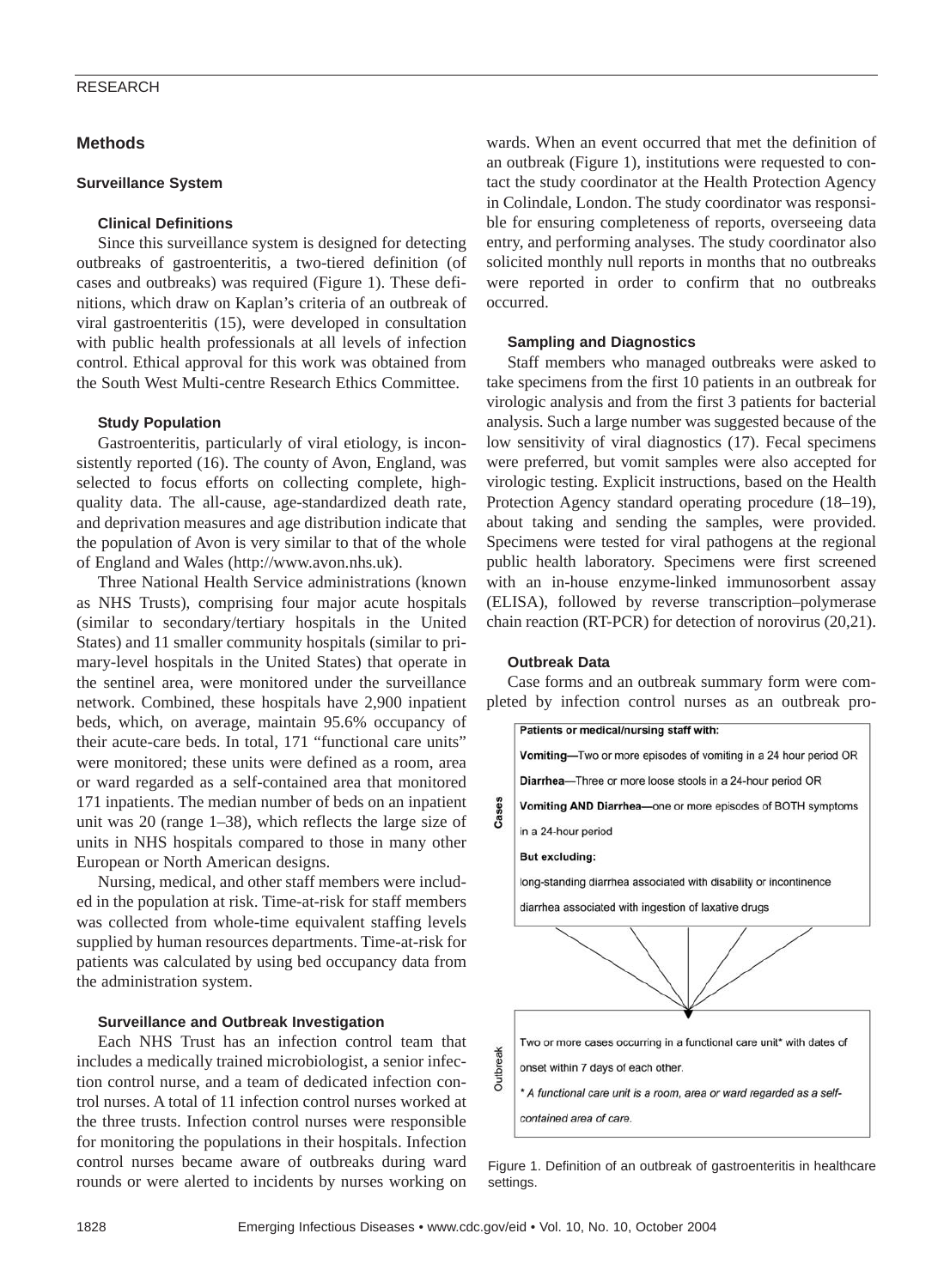## Methods

### Surveillance System

#### Clinical Definitions

Since this surveillance system is designed for detecting outbreaks of gastroenteritis, a two-tiered definition (of cases and outbreaks) was required (Figure 1). These definitions, which draw on Kaplan's criteria of an outbreak of viral gastroenteritis (15), were developed in consultation with public health professionals at all levels of infection control. Ethical approval for this work was obtained from the South West Multi-centre Research Ethics Committee.

#### Study Population

Gastroenteritis, particularly of viral etiology, is inconsistently reported (16). The county of Avon, England, was selected to focus efforts on collecting complete, high-quality data. The all-cause, age-standardized death rate, and deprivation measures and age distribution indicate that the population of Avon is very similar to that of the whole of England and Wales (http://www.avon.nhs.uk).

Three National Health Service administrations (known as NHS Trusts), comprising four major acute hospitals (similar to secondary/tertiary hospitals in the United States) and 11 smaller community hospitals (similar to primary-level hospitals in the United States) that operate in the sentinel area, were monitored under the surveillance network. Combined, these hospitals have 2,900 inpatient beds, which, on average, maintain 95.6% occupancy of their acute-care beds. In total, 171 "functional care units" were monitored; these units were defined as a room, area or ward regarded as a self-contained area that monitored 171 inpatients. The median number of beds on an inpatient unit was 20 (range 1–38), which reflects the large size of units in NHS hospitals compared to those in many other European or North American designs.

Nursing, medical, and other staff members were included in the population at risk. Time-at-risk for staff members was collected from whole-time equivalent staffing levels supplied by human resources departments. Time-at-risk for patients was calculated by using bed occupancy data from the administration system.

#### Surveillance and Outbreak Investigation

Each NHS Trust has an infection control team that includes a medically trained microbiologist, a senior infection control nurse, and a team of dedicated infection control nurses. A total of 11 infection control nurses worked at the three trusts. Infection control nurses were responsible for monitoring the populations in their hospitals. Infection control nurses became aware of outbreaks during ward rounds or were alerted to incidents by nurses working on wards. When an event occurred that met the definition of an outbreak (Figure 1), institutions were requested to contact the study coordinator at the Health Protection Agency in Colindale, London. The study coordinator was responsible for ensuring completeness of reports, overseeing data entry, and performing analyses. The study coordinator also solicited monthly null reports in months that no outbreaks were reported in order to confirm that no outbreaks occurred.

#### Sampling and Diagnostics

Staff members who managed outbreaks were asked to take specimens from the first 10 patients in an outbreak for virologic analysis and from the first 3 patients for bacterial analysis. Such a large number was suggested because of the low sensitivity of viral diagnostics (17). Fecal specimens were preferred, but vomit samples were also accepted for virologic testing. Explicit instructions, based on the Health Protection Agency standard operating procedure (18–19), about taking and sending the samples, were provided. Specimens were tested for viral pathogens at the regional public health laboratory. Specimens were first screened with an in-house enzyme-linked immunosorbent assay (ELISA), followed by reverse transcription–polymerase chain reaction (RT-PCR) for detection of norovirus (20,21).

#### Outbreak Data

Case forms and an outbreak summary form were completed by infection control nurses as an outbreak pro-

**Cases**

**Patients or medical/nursing staff with:**

**Vomiting**—Two or more episodes of vomiting in a 24 hour period OR

**Diarrhea**—Three or more loose stools in a 24-hour period OR

**Vomiting AND Diarrhea**—one or more episodes of BOTH symptoms in a 24-hour period

**But excluding:**

long-standing diarrhea associated with disability or incontinence

diarrhea associated with ingestion of laxative drugs

**Outbreak**

Two or more cases occurring in a functional care unit* with dates of onset within 7 days of each other.

*\* A functional care unit is a room, area or ward regarded as a self-contained area of care.*

Figure 1. Definition of an outbreak of gastroenteritis in healthcare settings.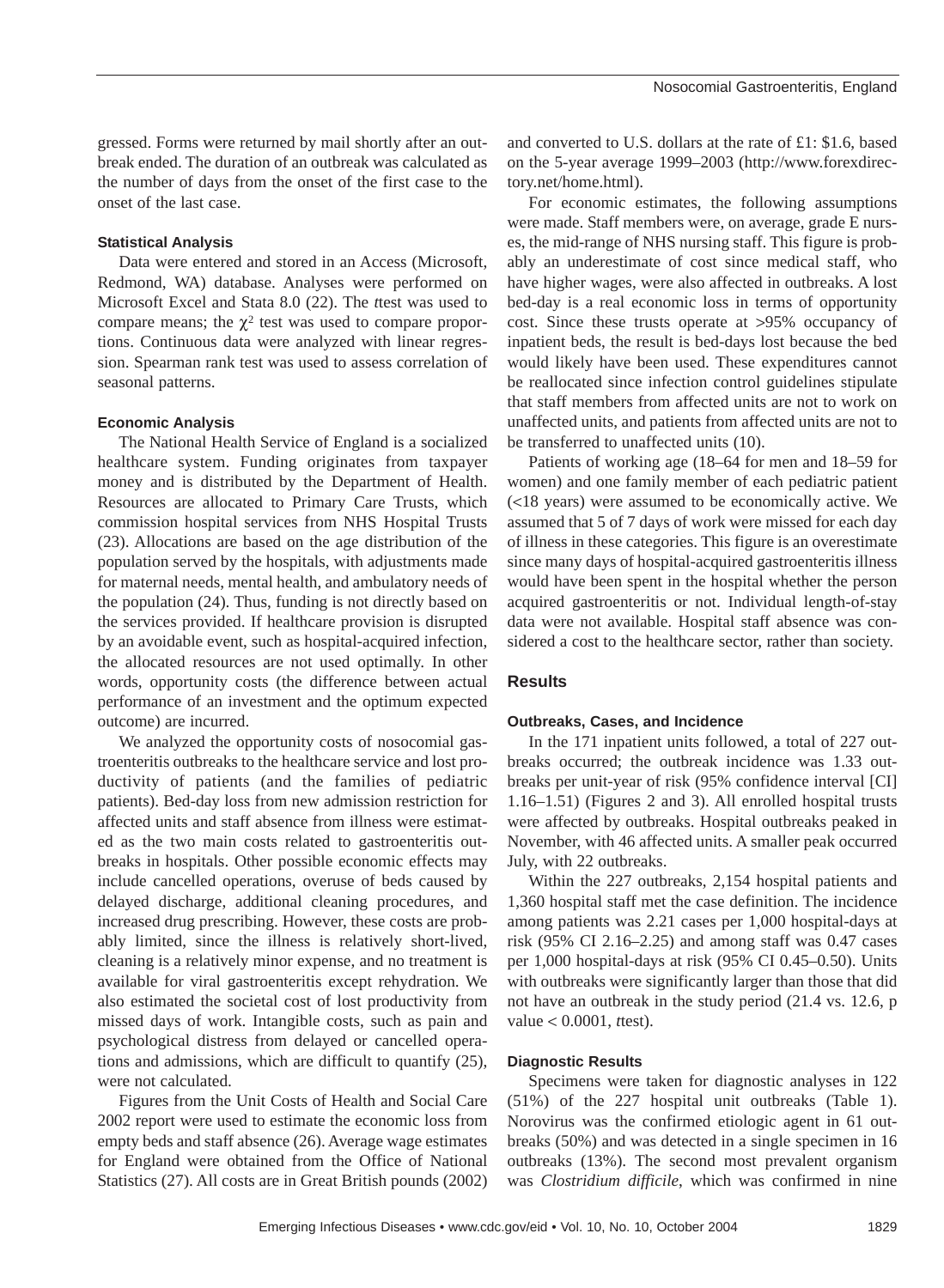gressed. Forms were returned by mail shortly after an outbreak ended. The duration of an outbreak was calculated as the number of days from the onset of the first case to the onset of the last case.

#### Statistical Analysis

Data were entered and stored in an Access (Microsoft, Redmond, WA) database. Analyses were performed on Microsoft Excel and Stata 8.0 (22). The *t*test was used to compare means; the $\chi^2$ test was used to compare proportions. Continuous data were analyzed with linear regression. Spearman rank test was used to assess correlation of seasonal patterns.

#### Economic Analysis

The National Health Service of England is a socialized healthcare system. Funding originates from taxpayer money and is distributed by the Department of Health. Resources are allocated to Primary Care Trusts, which commission hospital services from NHS Hospital Trusts (23). Allocations are based on the age distribution of the population served by the hospitals, with adjustments made for maternal needs, mental health, and ambulatory needs of the population (24). Thus, funding is not directly based on the services provided. If healthcare provision is disrupted by an avoidable event, such as hospital-acquired infection, the allocated resources are not used optimally. In other words, opportunity costs (the difference between actual performance of an investment and the optimum expected outcome) are incurred.

We analyzed the opportunity costs of nosocomial gastroenteritis outbreaks to the healthcare service and lost productivity of patients (and the families of pediatric patients). Bed-day loss from new admission restriction for affected units and staff absence from illness were estimated as the two main costs related to gastroenteritis outbreaks in hospitals. Other possible economic effects may include cancelled operations, overuse of beds caused by delayed discharge, additional cleaning procedures, and increased drug prescribing. However, these costs are probably limited, since the illness is relatively short-lived, cleaning is a relatively minor expense, and no treatment is available for viral gastroenteritis except rehydration. We also estimated the societal cost of lost productivity from missed days of work. Intangible costs, such as pain and psychological distress from delayed or cancelled operations and admissions, which are difficult to quantify (25), were not calculated.

Figures from the Unit Costs of Health and Social Care 2002 report were used to estimate the economic loss from empty beds and staff absence (26). Average wage estimates for England were obtained from the Office of National Statistics (27). All costs are in Great British pounds (2002) and converted to U.S. dollars at the rate of £1: $1.6, based on the 5-year average 1999–2003 (http://www.forexdirectory.net/home.html).

For economic estimates, the following assumptions were made. Staff members were, on average, grade E nurses, the mid-range of NHS nursing staff. This figure is probably an underestimate of cost since medical staff, who have higher wages, were also affected in outbreaks. A lost bed-day is a real economic loss in terms of opportunity cost. Since these trusts operate at >95% occupancy of inpatient beds, the result is bed-days lost because the bed would likely have been used. These expenditures cannot be reallocated since infection control guidelines stipulate that staff members from affected units are not to work on unaffected units, and patients from affected units are not to be transferred to unaffected units (10).

Patients of working age (18–64 for men and 18–59 for women) and one family member of each pediatric patient (<18 years) were assumed to be economically active. We assumed that 5 of 7 days of work were missed for each day of illness in these categories. This figure is an overestimate since many days of hospital-acquired gastroenteritis illness would have been spent in the hospital whether the person acquired gastroenteritis or not. Individual length-of-stay data were not available. Hospital staff absence was considered a cost to the healthcare sector, rather than society.

## Results

#### Outbreaks, Cases, and Incidence

In the 171 inpatient units followed, a total of 227 outbreaks occurred; the outbreak incidence was 1.33 outbreaks per unit-year of risk (95% confidence interval [CI] 1.16–1.51) (Figures 2 and 3). All enrolled hospital trusts were affected by outbreaks. Hospital outbreaks peaked in November, with 46 affected units. A smaller peak occurred July, with 22 outbreaks.

Within the 227 outbreaks, 2,154 hospital patients and 1,360 hospital staff met the case definition. The incidence among patients was 2.21 cases per 1,000 hospital-days at risk (95% CI 2.16–2.25) and among staff was 0.47 cases per 1,000 hospital-days at risk (95% CI 0.45–0.50). Units with outbreaks were significantly larger than those that did not have an outbreak in the study period (21.4 vs. 12.6, p value < 0.0001, *t*test).

#### Diagnostic Results

Specimens were taken for diagnostic analyses in 122 (51%) of the 227 hospital unit outbreaks (Table 1). Norovirus was the confirmed etiologic agent in 61 outbreaks (50%) and was detected in a single specimen in 16 outbreaks (13%). The second most prevalent organism was *Clostridium difficile*, which was confirmed in nine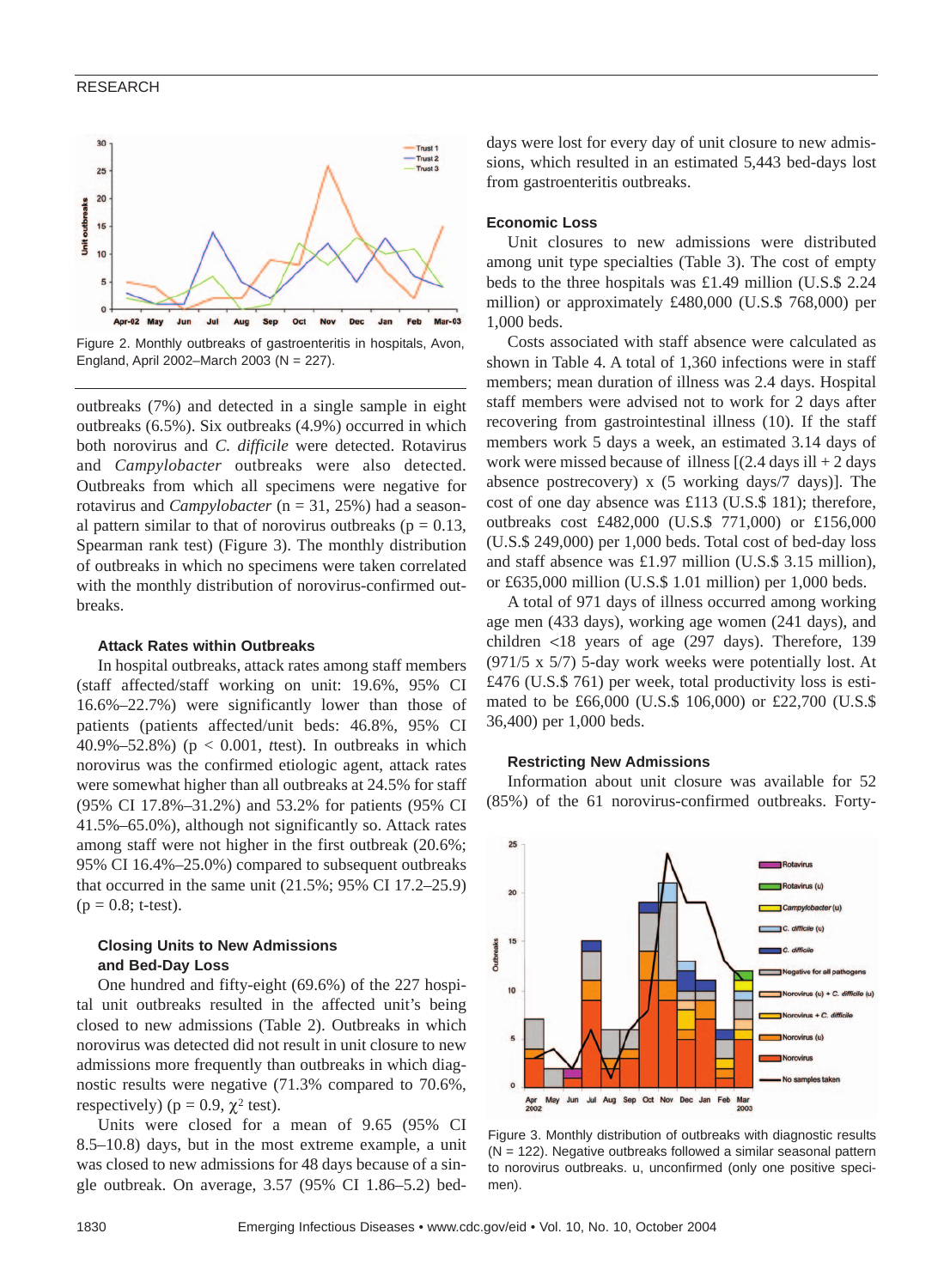Figure 2. Monthly outbreaks of gastroenteritis in hospitals, Avon, England, April 2002–March 2003 (N = 227).

outbreaks (7%) and detected in a single sample in eight outbreaks (6.5%). Six outbreaks (4.9%) occurred in which both norovirus and *C. difficile* were detected. Rotavirus and *Campylobacter* outbreaks were also detected. Outbreaks from which all specimens were negative for rotavirus and *Campylobacter* (n = 31, 25%) had a seasonal pattern similar to that of norovirus outbreaks (p = 0.13, Spearman rank test) (Figure 3). The monthly distribution of outbreaks in which no specimens were taken correlated with the monthly distribution of norovirus-confirmed outbreaks.

#### Attack Rates within Outbreaks

In hospital outbreaks, attack rates among staff members (staff affected/staff working on unit: 19.6%, 95% CI 16.6%–22.7%) were significantly lower than those of patients (patients affected/unit beds: 46.8%, 95% CI 40.9%–52.8%) ($p < 0.001$, *t* test). In outbreaks in which norovirus was the confirmed etiologic agent, attack rates were somewhat higher than all outbreaks at 24.5% for staff (95% CI 17.8%–31.2%) and 53.2% for patients (95% CI 41.5%–65.0%), although not significantly so. Attack rates among staff were not higher in the first outbreak (20.6%; 95% CI 16.4%–25.0%) compared to subsequent outbreaks that occurred in the same unit (21.5%; 95% CI 17.2–25.9) (p = 0.8; t-test).

#### Closing Units to New Admissions and Bed-Day Loss

One hundred and fifty-eight (69.6%) of the 227 hospital unit outbreaks resulted in the affected unit's being closed to new admissions (Table 2). Outbreaks in which norovirus was detected did not result in unit closure to new admissions more frequently than outbreaks in which diagnostic results were negative (71.3% compared to 70.6%, respectively) (p = 0.9, $\chi^2$ test).

Units were closed for a mean of 9.65 (95% CI 8.5–10.8) days, but in the most extreme example, a unit was closed to new admissions for 48 days because of a single outbreak. On average, 3.57 (95% CI 1.86–5.2) bed-days were lost for every day of unit closure to new admissions, which resulted in an estimated 5,443 bed-days lost from gastroenteritis outbreaks.

### Economic Loss

Unit closures to new admissions were distributed among unit type specialties (Table 3). The cost of empty beds to the three hospitals was £1.49 million (U.S.$ 2.24 million) or approximately £480,000 (U.S.$ 768,000) per 1,000 beds.

Costs associated with staff absence were calculated as shown in Table 4. A total of 1,360 infections were in staff members; mean duration of illness was 2.4 days. Hospital staff members were advised not to work for 2 days after recovering from gastrointestinal illness (10). If the staff members work 5 days a week, an estimated 3.14 days of work were missed because of illness [(2.4 days ill + 2 days absence postrecovery) x (5 working days/7 days)]. The cost of one day absence was £113 (U.S.$ 181); therefore, outbreaks cost £482,000 (U.S.$ 771,000) or £156,000 (U.S.$ 249,000) per 1,000 beds. Total cost of bed-day loss and staff absence was £1.97 million (U.S.$ 3.15 million), or £635,000 million (U.S.$ 1.01 million) per 1,000 beds.

A total of 971 days of illness occurred among working age men (433 days), working age women (241 days), and children <18 years of age (297 days). Therefore, 139 (971/5 x 5/7) 5-day work weeks were potentially lost. At £476 (U.S.$ 761) per week, total productivity loss is estimated to be £66,000 (U.S.$ 106,000) or £22,700 (U.S.$ 36,400) per 1,000 beds.

#### Restricting New Admissions

Information about unit closure was available for 52 (85%) of the 61 norovirus-confirmed outbreaks. Forty-

Figure 3. Monthly distribution of outbreaks with diagnostic results (N = 122). Negative outbreaks followed a similar seasonal pattern to norovirus outbreaks. u, unconfirmed (only one positive specimen).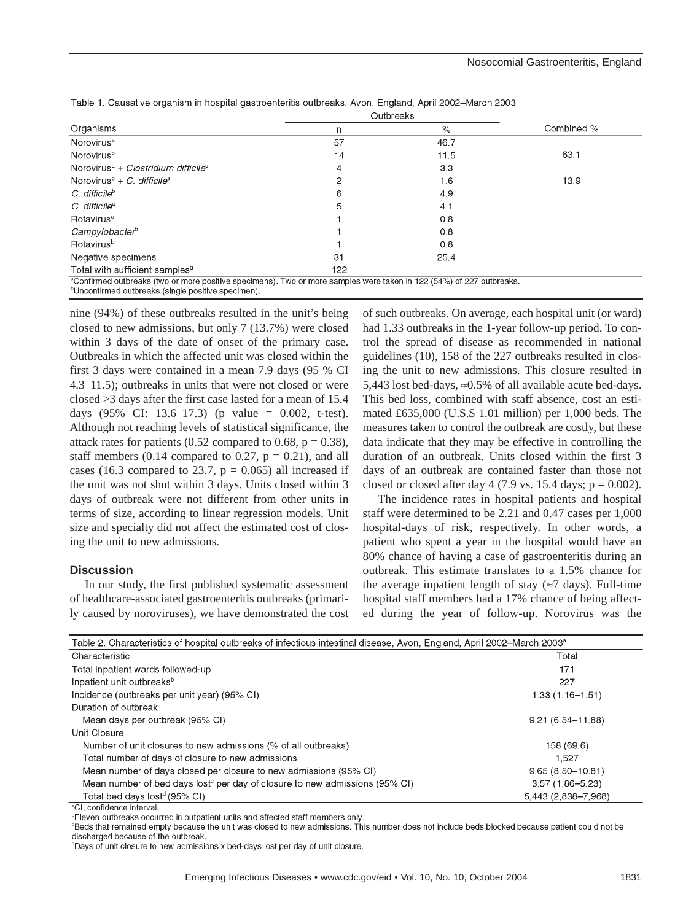Table 1. Causative organism in hospital gastroenteritis outbreaks, Avon, England, April 2002–March 2003

| Organisms | Outbreaks | | Combined % |
|---|---|---|---|
| | n | % | |
| Norovirus[a] | 57 | 46.7 | |
| Norovirus[b] | 14 | 11.5 | 63.1 |
| Norovirus[a] + *Clostridium difficile*[c] | 4 | 3.3 | |
| Norovirus[b] + *C. difficile*[a] | 2 | 1.6 | 13.9 |
| *C. difficile*[b] | 6 | 4.9 | |
| *C. difficile*[a] | 5 | 4.1 | |
| Rotavirus[a] | 1 | 0.8 | |
| *Campylobacter*[b] | 1 | 0.8 | |
| Rotavirus[b] | 1 | 0.8 | |
| Negative specimens | 31 | 25.4 | |
| Total with sufficient samples[a] | 122 | | |

[a]Confirmed outbreaks (two or more positive specimens). Two or more samples were taken in 122 (54%) of 227 outbreaks.
[b]Unconfirmed outbreaks (single positive specimen).

nine (94%) of these outbreaks resulted in the unit's being closed to new admissions, but only 7 (13.7%) were closed within 3 days of the date of onset of the primary case. Outbreaks in which the affected unit was closed within the first 3 days were contained in a mean 7.9 days (95 % CI 4.3–11.5); outbreaks in units that were not closed or were closed >3 days after the first case lasted for a mean of 15.4 days (95% CI: 13.6–17.3) (p value = 0.002, t-test). Although not reaching levels of statistical significance, the attack rates for patients (0.52 compared to 0.68, $p = 0.38$), staff members (0.14 compared to 0.27, $p = 0.21$), and all cases (16.3 compared to 23.7, $p = 0.065$) all increased if the unit was not shut within 3 days. Units closed within 3 days of outbreak were not different from other units in terms of size, according to linear regression models. Unit size and specialty did not affect the estimated cost of closing the unit to new admissions.

## Discussion

In our study, the first published systematic assessment of healthcare-associated gastroenteritis outbreaks (primarily caused by noroviruses), we have demonstrated the cost of such outbreaks. On average, each hospital unit (or ward) had 1.33 outbreaks in the 1-year follow-up period. To control the spread of disease as recommended in national guidelines (10), 158 of the 227 outbreaks resulted in closing the unit to new admissions. This closure resulted in 5,443 lost bed-days, ≈0.5% of all available acute bed-days. This bed loss, combined with staff absence, cost an estimated £635,000 (U.S.$ 1.01 million) per 1,000 beds. The measures taken to control the outbreak are costly, but these data indicate that they may be effective in controlling the duration of an outbreak. Units closed within the first 3 days of an outbreak are contained faster than those not closed or closed after day 4 (7.9 vs. 15.4 days; $p = 0.002$).

The incidence rates in hospital patients and hospital staff were determined to be 2.21 and 0.47 cases per 1,000 hospital-days of risk, respectively. In other words, a patient who spent a year in the hospital would have an 80% chance of having a case of gastroenteritis during an outbreak. This estimate translates to a 1.5% chance for the average inpatient length of stay (≈7 days). Full-time hospital staff members had a 17% chance of being affected during the year of follow-up. Norovirus was the

Table 2. Characteristics of hospital outbreaks of infectious intestinal disease, Avon, England, April 2002–March 2003[a]

| Characteristic | Total |
|---|---|
| Total inpatient wards followed-up | 171 |
| Inpatient unit outbreaks[b] | 227 |
| Incidence (outbreaks per unit year) (95% CI) | 1.33 (1.16–1.51) |
| Duration of outbreak | |
| Mean days per outbreak (95% CI) | 9.21 (6.54–11.88) |
| Unit Closure | |
| Number of unit closures to new admissions (% of all outbreaks) | 158 (69.6) |
| Total number of days of closure to new admissions | 1,527 |
| Mean number of days closed per closure to new admissions (95% CI) | 9.65 (8.50–10.81) |
| Mean number of bed days lost[c] per day of closure to new admissions (95% CI) | 3.57 (1.86–5.23) |
| Total bed days lost[d] (95% CI) | 5,443 (2,838–7,968) |

[a]CI, confidence interval.
[b]Eleven outbreaks occurred in outpatient units and affected staff members only.
[c]Beds that remained empty because the unit was closed to new admissions. This number does not include beds blocked because patient could not be discharged because of the outbreak.
[d]Days of unit closure to new admissions x bed-days lost per day of unit closure.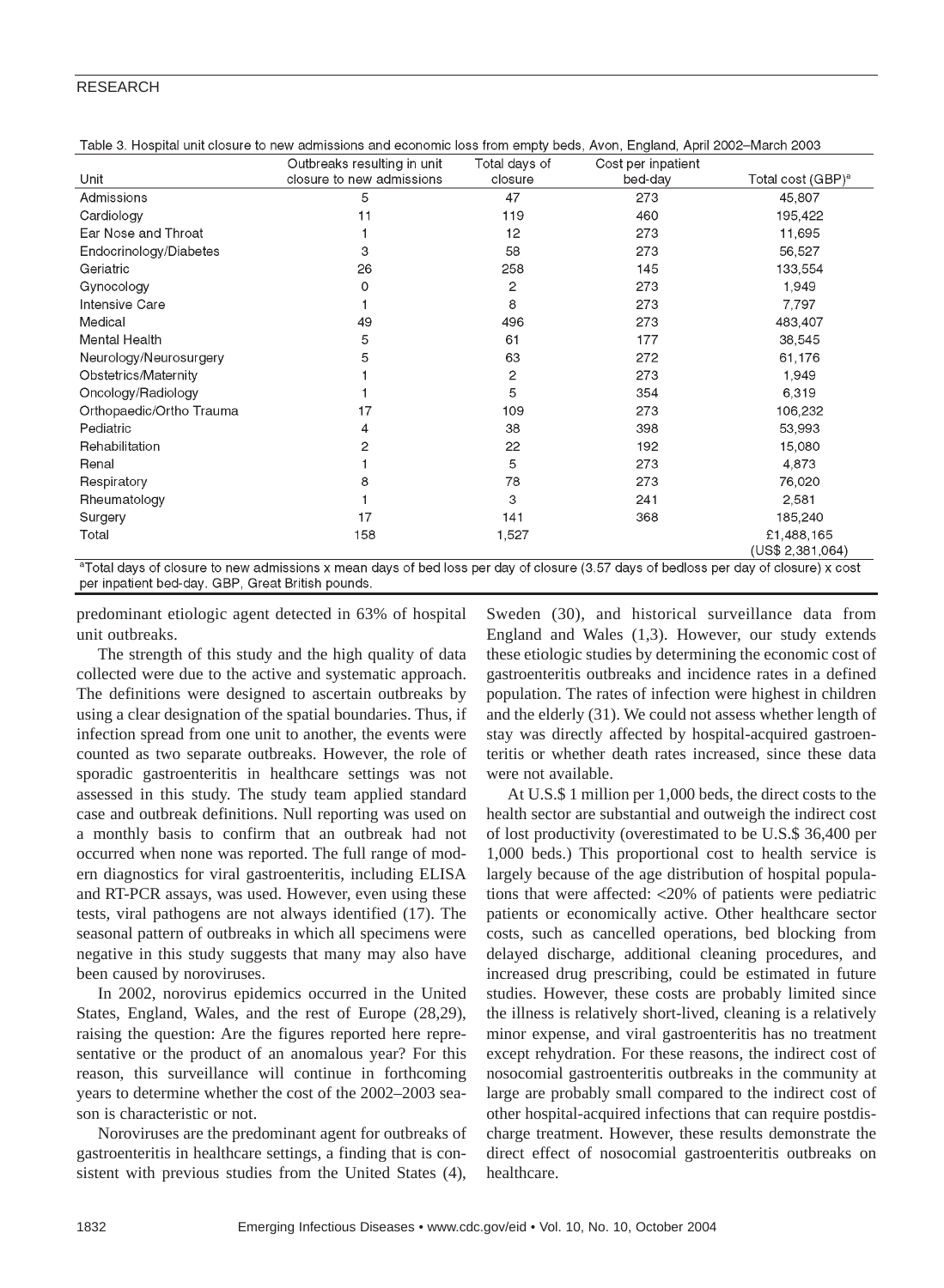Table 3. Hospital unit closure to new admissions and economic loss from empty beds, Avon, England, April 2002–March 2003

| Unit | Outbreaks resulting in unit closure to new admissions | Total days of closure | Cost per inpatient bed-day | Total cost (GBP)[a] |
|---|---|---|---|---|
| Admissions | 5 | 47 | 273 | 45,807 |
| Cardiology | 11 | 119 | 460 | 195,422 |
| Ear Nose and Throat | 1 | 12 | 273 | 11,695 |
| Endocrinology/Diabetes | 3 | 58 | 273 | 56,527 |
| Geriatric | 26 | 258 | 145 | 133,554 |
| Gynocology | 0 | 2 | 273 | 1,949 |
| Intensive Care | 1 | 8 | 273 | 7,797 |
| Medical | 49 | 496 | 273 | 483,407 |
| Mental Health | 5 | 61 | 177 | 38,545 |
| Neurology/Neurosurgery | 5 | 63 | 272 | 61,176 |
| Obstetrics/Maternity | 1 | 2 | 273 | 1,949 |
| Oncology/Radiology | 1 | 5 | 354 | 6,319 |
| Orthopaedic/Ortho Trauma | 17 | 109 | 273 | 106,232 |
| Pediatric | 4 | 38 | 398 | 53,993 |
| Rehabilitation | 2 | 22 | 192 | 15,080 |
| Renal | 1 | 5 | 273 | 4,873 |
| Respiratory | 8 | 78 | 273 | 76,020 |
| Rheumatology | 1 | 3 | 241 | 2,581 |
| Surgery | 17 | 141 | 368 | 185,240 |
| Total | 158 | 1,527 | | £1,488,165 (US$ 2,381,064) |

[a]Total days of closure to new admissions x mean days of bed loss per day of closure (3.57 days of bedloss per day of closure) x cost per inpatient bed-day. GBP, Great British pounds.

predominant etiologic agent detected in 63% of hospital unit outbreaks.

The strength of this study and the high quality of data collected were due to the active and systematic approach. The definitions were designed to ascertain outbreaks by using a clear designation of the spatial boundaries. Thus, if infection spread from one unit to another, the events were counted as two separate outbreaks. However, the role of sporadic gastroenteritis in healthcare settings was not assessed in this study. The study team applied standard case and outbreak definitions. Null reporting was used on a monthly basis to confirm that an outbreak had not occurred when none was reported. The full range of modern diagnostics for viral gastroenteritis, including ELISA and RT-PCR assays, was used. However, even using these tests, viral pathogens are not always identified (17). The seasonal pattern of outbreaks in which all specimens were negative in this study suggests that many may also have been caused by noroviruses.

In 2002, norovirus epidemics occurred in the United States, England, Wales, and the rest of Europe (28,29), raising the question: Are the figures reported here representative or the product of an anomalous year? For this reason, this surveillance will continue in forthcoming years to determine whether the cost of the 2002–2003 season is characteristic or not.

Noroviruses are the predominant agent for outbreaks of gastroenteritis in healthcare settings, a finding that is consistent with previous studies from the United States (4), Sweden (30), and historical surveillance data from England and Wales (1,3). However, our study extends these etiologic studies by determining the economic cost of gastroenteritis outbreaks and incidence rates in a defined population. The rates of infection were highest in children and the elderly (31). We could not assess whether length of stay was directly affected by hospital-acquired gastroenteritis or whether death rates increased, since these data were not available.

At U.S.$ 1 million per 1,000 beds, the direct costs to the health sector are substantial and outweigh the indirect cost of lost productivity (overestimated to be U.S.$ 36,400 per 1,000 beds.) This proportional cost to health service is largely because of the age distribution of hospital populations that were affected: <20% of patients were pediatric patients or economically active. Other healthcare sector costs, such as cancelled operations, bed blocking from delayed discharge, additional cleaning procedures, and increased drug prescribing, could be estimated in future studies. However, these costs are probably limited since the illness is relatively short-lived, cleaning is a relatively minor expense, and viral gastroenteritis has no treatment except rehydration. For these reasons, the indirect cost of nosocomial gastroenteritis outbreaks in the community at large are probably small compared to the indirect cost of other hospital-acquired infections that can require postdischarge treatment. However, these results demonstrate the direct effect of nosocomial gastroenteritis outbreaks on healthcare.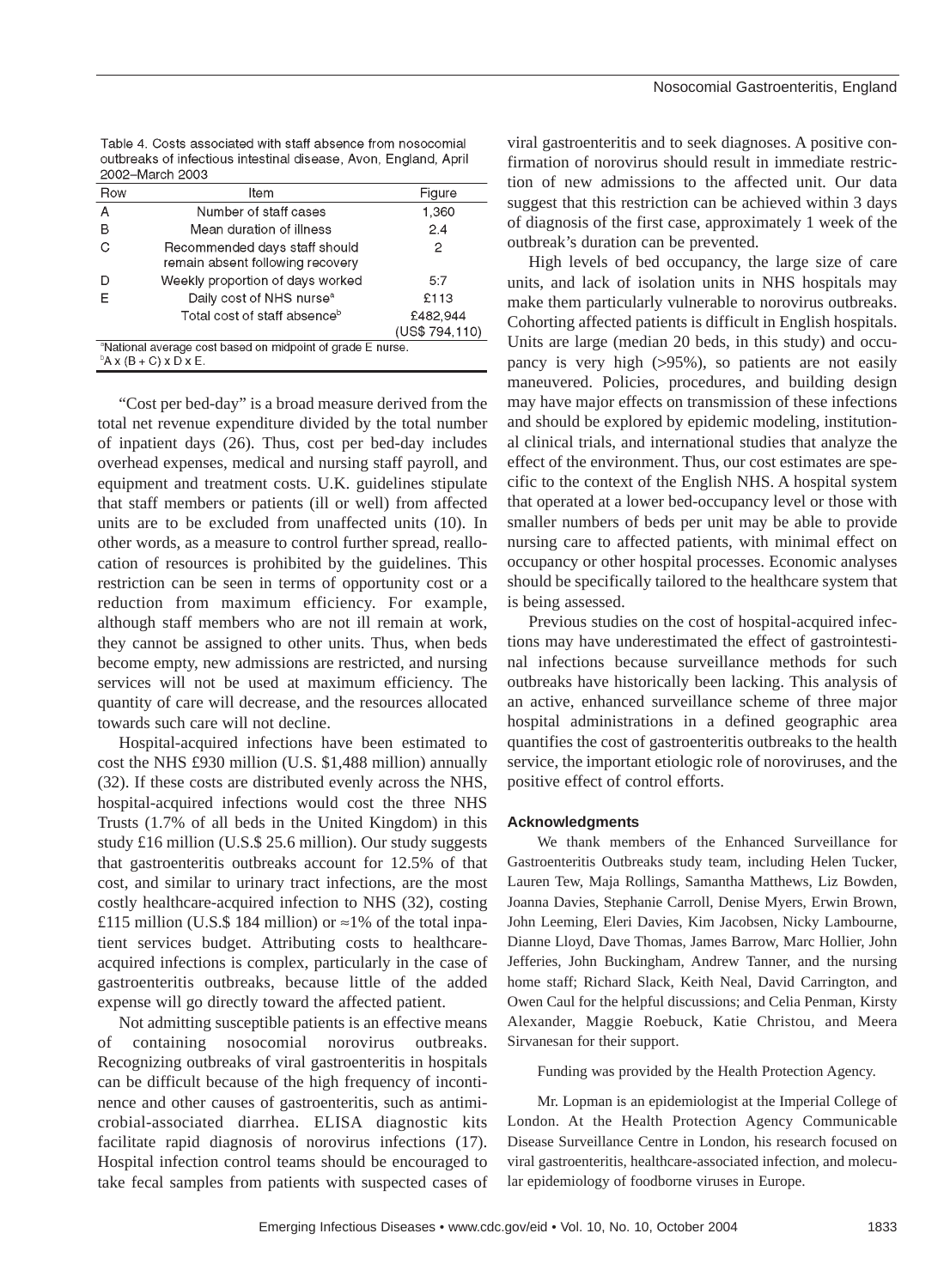Table 4. Costs associated with staff absence from nosocomial outbreaks of infectious intestinal disease, Avon, England, April 2002–March 2003

| Row | Item | Figure |
|---|---|---|
| A | Number of staff cases | 1,360 |
| B | Mean duration of illness | 2.4 |
| C | Recommended days staff should remain absent following recovery | 2 |
| D | Weekly proportion of days worked | 5:7 |
| E | Daily cost of NHS nurse[a] | £113 |
| | Total cost of staff absence[b] | £482,944 (US$ 794,110) |

[a]National average cost based on midpoint of grade E nurse.
[b]A x (B + C) x D x E.

"Cost per bed-day" is a broad measure derived from the total net revenue expenditure divided by the total number of inpatient days (26). Thus, cost per bed-day includes overhead expenses, medical and nursing staff payroll, and equipment and treatment costs. U.K. guidelines stipulate that staff members or patients (ill or well) from affected units are to be excluded from unaffected units (10). In other words, as a measure to control further spread, reallocation of resources is prohibited by the guidelines. This restriction can be seen in terms of opportunity cost or a reduction from maximum efficiency. For example, although staff members who are not ill remain at work, they cannot be assigned to other units. Thus, when beds become empty, new admissions are restricted, and nursing services will not be used at maximum efficiency. The quantity of care will decrease, and the resources allocated towards such care will not decline.

Hospital-acquired infections have been estimated to cost the NHS £930 million (U.S. $1,488 million) annually (32). If these costs are distributed evenly across the NHS, hospital-acquired infections would cost the three NHS Trusts (1.7% of all beds in the United Kingdom) in this study £16 million (U.S.$ 25.6 million). Our study suggests that gastroenteritis outbreaks account for 12.5% of that cost, and similar to urinary tract infections, are the most costly healthcare-acquired infection to NHS (32), costing £115 million (U.S.$ 184 million) or ≈1% of the total inpatient services budget. Attributing costs to healthcare-acquired infections is complex, particularly in the case of gastroenteritis outbreaks, because little of the added expense will go directly toward the affected patient.

Not admitting susceptible patients is an effective means of containing nosocomial norovirus outbreaks. Recognizing outbreaks of viral gastroenteritis in hospitals can be difficult because of the high frequency of incontinence and other causes of gastroenteritis, such as antimicrobial-associated diarrhea. ELISA diagnostic kits facilitate rapid diagnosis of norovirus infections (17). Hospital infection control teams should be encouraged to take fecal samples from patients with suspected cases of viral gastroenteritis and to seek diagnoses. A positive confirmation of norovirus should result in immediate restriction of new admissions to the affected unit. Our data suggest that this restriction can be achieved within 3 days of diagnosis of the first case, approximately 1 week of the outbreak's duration can be prevented.

High levels of bed occupancy, the large size of care units, and lack of isolation units in NHS hospitals may make them particularly vulnerable to norovirus outbreaks. Cohorting affected patients is difficult in English hospitals. Units are large (median 20 beds, in this study) and occupancy is very high (>95%), so patients are not easily maneuvered. Policies, procedures, and building design may have major effects on transmission of these infections and should be explored by epidemic modeling, institutional clinical trials, and international studies that analyze the effect of the environment. Thus, our cost estimates are specific to the context of the English NHS. A hospital system that operated at a lower bed-occupancy level or those with smaller numbers of beds per unit may be able to provide nursing care to affected patients, with minimal effect on occupancy or other hospital processes. Economic analyses should be specifically tailored to the healthcare system that is being assessed.

Previous studies on the cost of hospital-acquired infections may have underestimated the effect of gastrointestinal infections because surveillance methods for such outbreaks have historically been lacking. This analysis of an active, enhanced surveillance scheme of three major hospital administrations in a defined geographic area quantifies the cost of gastroenteritis outbreaks to the health service, the important etiologic role of noroviruses, and the positive effect of control efforts.

### Acknowledgments

We thank members of the Enhanced Surveillance for Gastroenteritis Outbreaks study team, including Helen Tucker, Lauren Tew, Maja Rollings, Samantha Matthews, Liz Bowden, Joanna Davies, Stephanie Carroll, Denise Myers, Erwin Brown, John Leeming, Eleri Davies, Kim Jacobsen, Nicky Lambourne, Dianne Lloyd, Dave Thomas, James Barrow, Marc Hollier, John Jefferies, John Buckingham, Andrew Tanner, and the nursing home staff; Richard Slack, Keith Neal, David Carrington, and Owen Caul for the helpful discussions; and Celia Penman, Kirsty Alexander, Maggie Roebuck, Katie Christou, and Meera Sirvanesan for their support.

Funding was provided by the Health Protection Agency.

Mr. Lopman is an epidemiologist at the Imperial College of London. At the Health Protection Agency Communicable Disease Surveillance Centre in London, his research focused on viral gastroenteritis, healthcare-associated infection, and molecular epidemiology of foodborne viruses in Europe.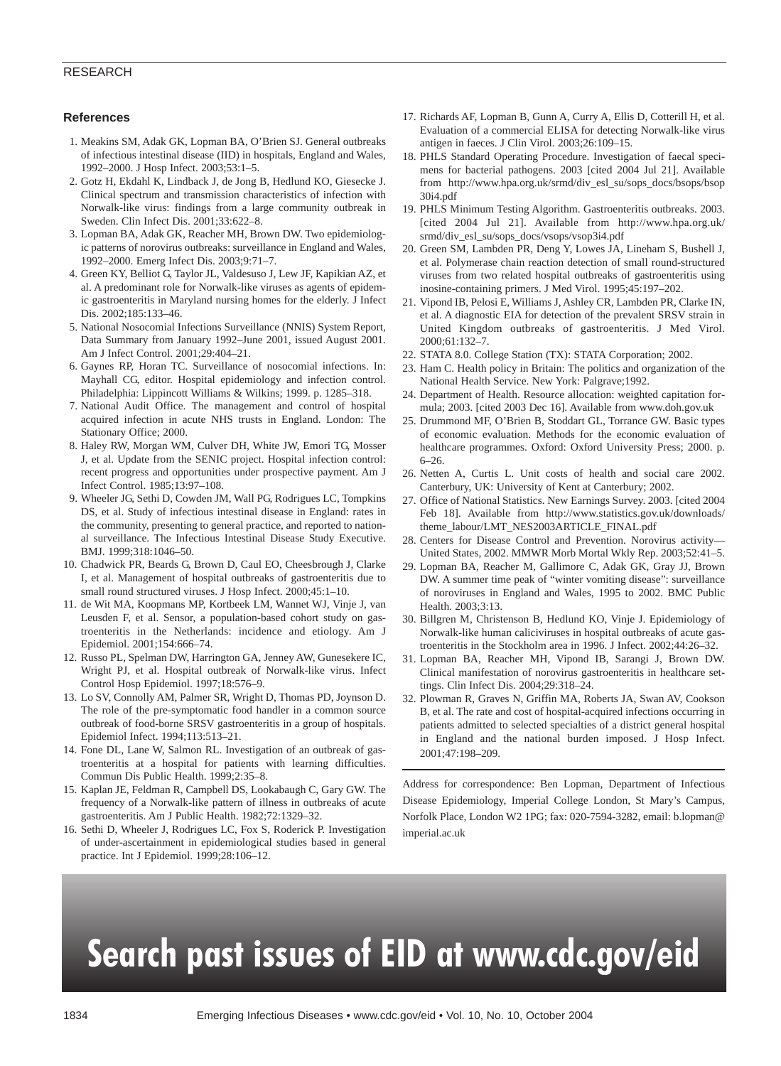## References

1. Meakins SM, Adak GK, Lopman BA, O'Brien SJ. General outbreaks of infectious intestinal disease (IID) in hospitals, England and Wales, 1992–2000. J Hosp Infect. 2003;53:1–5.
2. Gotz H, Ekdahl K, Lindback J, de Jong B, Hedlund KO, Giesecke J. Clinical spectrum and transmission characteristics of infection with Norwalk-like virus: findings from a large community outbreak in Sweden. Clin Infect Dis. 2001;33:622–8.
3. Lopman BA, Adak GK, Reacher MH, Brown DW. Two epidemiologic patterns of norovirus outbreaks: surveillance in England and Wales, 1992–2000. Emerg Infect Dis. 2003;9:71–7.
4. Green KY, Belliot G, Taylor JL, Valdesuso J, Lew JF, Kapikian AZ, et al. A predominant role for Norwalk-like viruses as agents of epidemic gastroenteritis in Maryland nursing homes for the elderly. J Infect Dis. 2002;185:133–46.
5. National Nosocomial Infections Surveillance (NNIS) System Report, Data Summary from January 1992–June 2001, issued August 2001. Am J Infect Control. 2001;29:404–21.
6. Gaynes RP, Horan TC. Surveillance of nosocomial infections. In: Mayhall CG, editor. Hospital epidemiology and infection control. Philadelphia: Lippincott Williams & Wilkins; 1999. p. 1285–318.
7. National Audit Office. The management and control of hospital acquired infection in acute NHS trusts in England. London: The Stationary Office; 2000.
8. Haley RW, Morgan WM, Culver DH, White JW, Emori TG, Mosser J, et al. Update from the SENIC project. Hospital infection control: recent progress and opportunities under prospective payment. Am J Infect Control. 1985;13:97–108.
9. Wheeler JG, Sethi D, Cowden JM, Wall PG, Rodrigues LC, Tompkins DS, et al. Study of infectious intestinal disease in England: rates in the community, presenting to general practice, and reported to national surveillance. The Infectious Intestinal Disease Study Executive. BMJ. 1999;318:1046–50.
10. Chadwick PR, Beards G, Brown D, Caul EO, Cheesbrough J, Clarke I, et al. Management of hospital outbreaks of gastroenteritis due to small round structured viruses. J Hosp Infect. 2000;45:1–10.
11. de Wit MA, Koopmans MP, Kortbeek LM, Wannet WJ, Vinje J, van Leusden F, et al. Sensor, a population-based cohort study on gastroenteritis in the Netherlands: incidence and etiology. Am J Epidemiol. 2001;154:666–74.
12. Russo PL, Spelman DW, Harrington GA, Jenney AW, Gunesekere IC, Wright PJ, et al. Hospital outbreak of Norwalk-like virus. Infect Control Hosp Epidemiol. 1997;18:576–9.
13. Lo SV, Connolly AM, Palmer SR, Wright D, Thomas PD, Joynson D. The role of the pre-symptomatic food handler in a common source outbreak of food-borne SRSV gastroenteritis in a group of hospitals. Epidemiol Infect. 1994;113:513–21.
14. Fone DL, Lane W, Salmon RL. Investigation of an outbreak of gastroenteritis at a hospital for patients with learning difficulties. Commun Dis Public Health. 1999;2:35–8.
15. Kaplan JE, Feldman R, Campbell DS, Lookabaugh C, Gary GW. The frequency of a Norwalk-like pattern of illness in outbreaks of acute gastroenteritis. Am J Public Health. 1982;72:1329–32.
16. Sethi D, Wheeler J, Rodrigues LC, Fox S, Roderick P. Investigation of under-ascertainment in epidemiological studies based in general practice. Int J Epidemiol. 1999;28:106–12.
17. Richards AF, Lopman B, Gunn A, Curry A, Ellis D, Cotterill H, et al. Evaluation of a commercial ELISA for detecting Norwalk-like virus antigen in faeces. J Clin Virol. 2003;26:109–15.
18. PHLS Standard Operating Procedure. Investigation of faecal specimens for bacterial pathogens. 2003 [cited 2004 Jul 21]. Available from http://www.hpa.org.uk/srmd/div_esl_su/sops_docs/bsops/bsop30i4.pdf
19. PHLS Minimum Testing Algorithm. Gastroenteritis outbreaks. 2003. [cited 2004 Jul 21]. Available from http://www.hpa.org.uk/srmd/div_esl_su/sops_docs/vsops/vsop3i4.pdf
20. Green SM, Lambden PR, Deng Y, Lowes JA, Lineham S, Bushell J, et al. Polymerase chain reaction detection of small round-structured viruses from two related hospital outbreaks of gastroenteritis using inosine-containing primers. J Med Virol. 1995;45:197–202.
21. Vipond IB, Pelosi E, Williams J, Ashley CR, Lambden PR, Clarke IN, et al. A diagnostic EIA for detection of the prevalent SRSV strain in United Kingdom outbreaks of gastroenteritis. J Med Virol. 2000;61:132–7.
22. STATA 8.0. College Station (TX): STATA Corporation; 2002.
23. Ham C. Health policy in Britain: The politics and organization of the National Health Service. New York: Palgrave;1992.
24. Department of Health. Resource allocation: weighted capitation formula; 2003. [cited 2003 Dec 16]. Available from www.doh.gov.uk
25. Drummond MF, O'Brien B, Stoddart GL, Torrance GW. Basic types of economic evaluation. Methods for the economic evaluation of healthcare programmes. Oxford: Oxford University Press; 2000. p. 6–26.
26. Netten A, Curtis L. Unit costs of health and social care 2002. Canterbury, UK: University of Kent at Canterbury; 2002.
27. Office of National Statistics. New Earnings Survey. 2003. [cited 2004 Feb 18]. Available from http://www.statistics.gov.uk/downloads/theme_labour/LMT_NES2003ARTICLE_FINAL.pdf
28. Centers for Disease Control and Prevention. Norovirus activity—United States, 2002. MMWR Morb Mortal Wkly Rep. 2003;52:41–5.
29. Lopman BA, Reacher M, Gallimore C, Adak GK, Gray JJ, Brown DW. A summer time peak of "winter vomiting disease": surveillance of noroviruses in England and Wales, 1995 to 2002. BMC Public Health. 2003;3:13.
30. Billgren M, Christenson B, Hedlund KO, Vinje J. Epidemiology of Norwalk-like human caliciviruses in hospital outbreaks of acute gastroenteritis in the Stockholm area in 1996. J Infect. 2002;44:26–32.
31. Lopman BA, Reacher MH, Vipond IB, Sarangi J, Brown DW. Clinical manifestation of norovirus gastroenteritis in healthcare settings. Clin Infect Dis. 2004;29:318–24.
32. Plowman R, Graves N, Griffin MA, Roberts JA, Swan AV, Cookson B, et al. The rate and cost of hospital-acquired infections occurring in patients admitted to selected specialties of a district general hospital in England and the national burden imposed. J Hosp Infect. 2001;47:198–209.

Address for correspondence: Ben Lopman, Department of Infectious Disease Epidemiology, Imperial College London, St Mary's Campus, Norfolk Place, London W2 1PG; fax: 020-7594-3282, email: b.lopman@imperial.ac.uk

**Search past issues of EID at www.cdc.gov/eid**